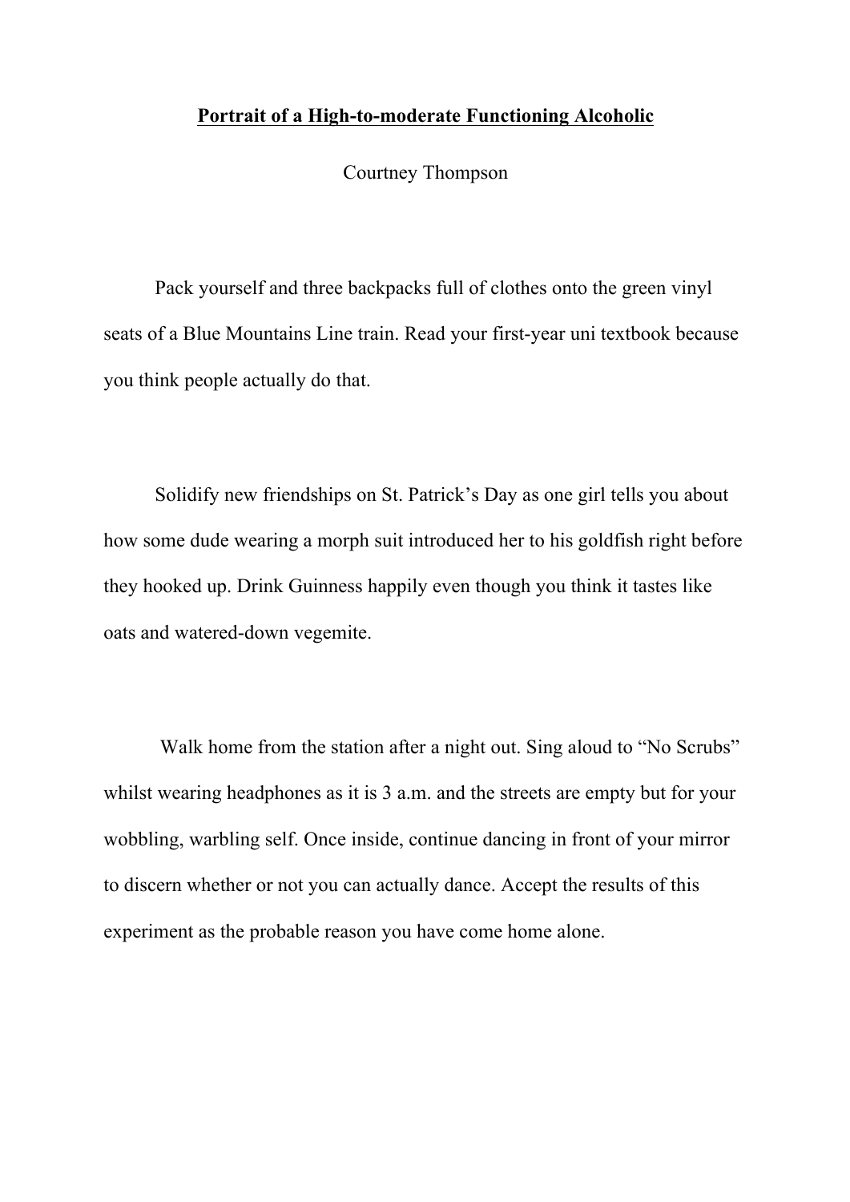# Portrait of a High-to-moderate Functioning Alcoholic

Courtney Thompson

Pack yourself and three backpacks full of clothes onto the green vinyl seats of a Blue Mountains Line train. Read your first-year uni textbook because you think people actually do that.

Solidify new friendships on St. Patrick's Day as one girl tells you about how some dude wearing a morph suit introduced her to his goldfish right before they hooked up. Drink Guinness happily even though you think it tastes like oats and watered-down vegemite.

Walk home from the station after a night out. Sing aloud to "No Scrubs" whilst wearing headphones as it is 3 a.m. and the streets are empty but for your wobbling, warbling self. Once inside, continue dancing in front of your mirror to discern whether or not you can actually dance. Accept the results of this experiment as the probable reason you have come home alone.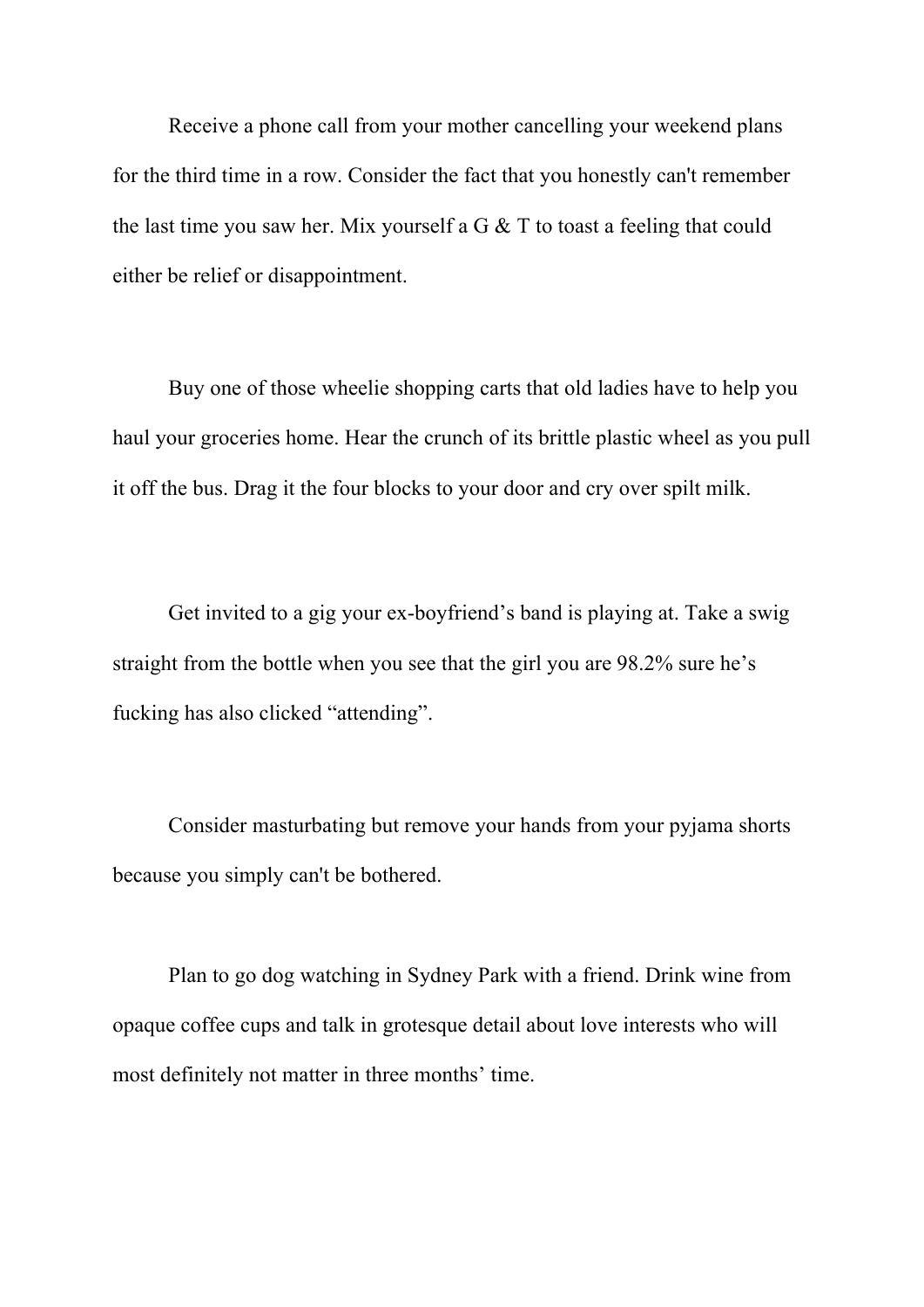Receive a phone call from your mother cancelling your weekend plans for the third time in a row. Consider the fact that you honestly can't remember the last time you saw her. Mix yourself a G & T to toast a feeling that could either be relief or disappointment.

Buy one of those wheelie shopping carts that old ladies have to help you haul your groceries home. Hear the crunch of its brittle plastic wheel as you pull it off the bus. Drag it the four blocks to your door and cry over spilt milk.

Get invited to a gig your ex-boyfriend's band is playing at. Take a swig straight from the bottle when you see that the girl you are 98.2% sure he's fucking has also clicked "attending".

Consider masturbating but remove your hands from your pyjama shorts because you simply can't be bothered.

Plan to go dog watching in Sydney Park with a friend. Drink wine from opaque coffee cups and talk in grotesque detail about love interests who will most definitely not matter in three months' time.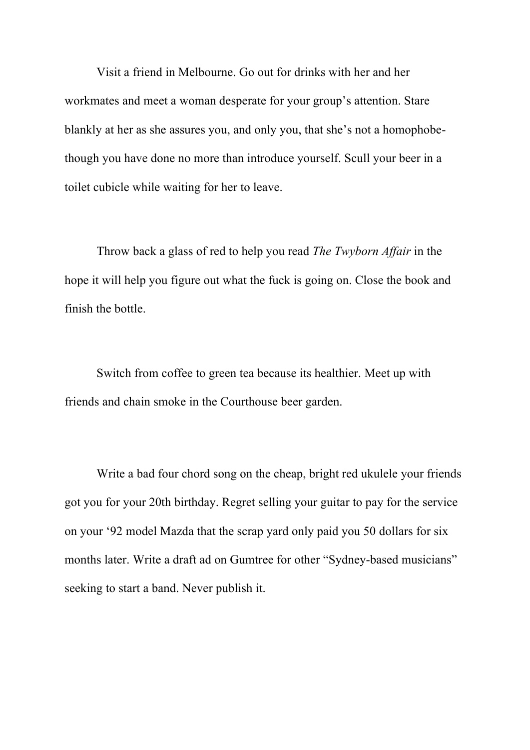Visit a friend in Melbourne. Go out for drinks with her and her workmates and meet a woman desperate for your group's attention. Stare blankly at her as she assures you, and only you, that she's not a homophobe- though you have done no more than introduce yourself. Scull your beer in a toilet cubicle while waiting for her to leave.

Throw back a glass of red to help you read *The Twyborn Affair* in the hope it will help you figure out what the fuck is going on. Close the book and finish the bottle.

Switch from coffee to green tea because its healthier. Meet up with friends and chain smoke in the Courthouse beer garden.

Write a bad four chord song on the cheap, bright red ukulele your friends got you for your 20th birthday. Regret selling your guitar to pay for the service on your '92 model Mazda that the scrap yard only paid you 50 dollars for six months later. Write a draft ad on Gumtree for other "Sydney-based musicians" seeking to start a band. Never publish it.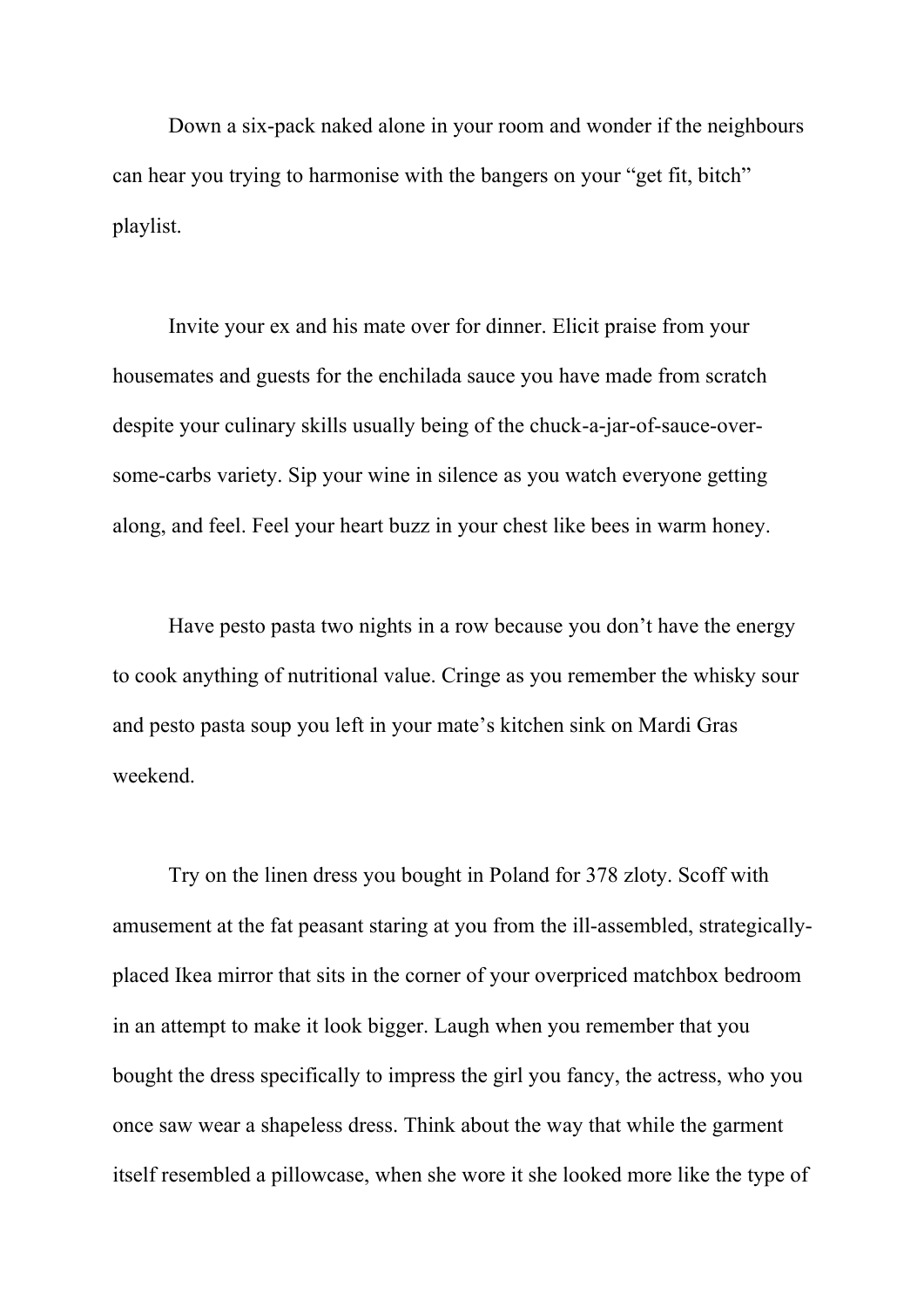Down a six-pack naked alone in your room and wonder if the neighbours can hear you trying to harmonise with the bangers on your "get fit, bitch" playlist.

Invite your ex and his mate over for dinner. Elicit praise from your housemates and guests for the enchilada sauce you have made from scratch despite your culinary skills usually being of the chuck-a-jar-of-sauce-over-some-carbs variety. Sip your wine in silence as you watch everyone getting along, and feel. Feel your heart buzz in your chest like bees in warm honey.

Have pesto pasta two nights in a row because you don't have the energy to cook anything of nutritional value. Cringe as you remember the whisky sour and pesto pasta soup you left in your mate's kitchen sink on Mardi Gras weekend.

Try on the linen dress you bought in Poland for 378 zloty. Scoff with amusement at the fat peasant staring at you from the ill-assembled, strategically-placed Ikea mirror that sits in the corner of your overpriced matchbox bedroom in an attempt to make it look bigger. Laugh when you remember that you bought the dress specifically to impress the girl you fancy, the actress, who you once saw wear a shapeless dress. Think about the way that while the garment itself resembled a pillowcase, when she wore it she looked more like the type of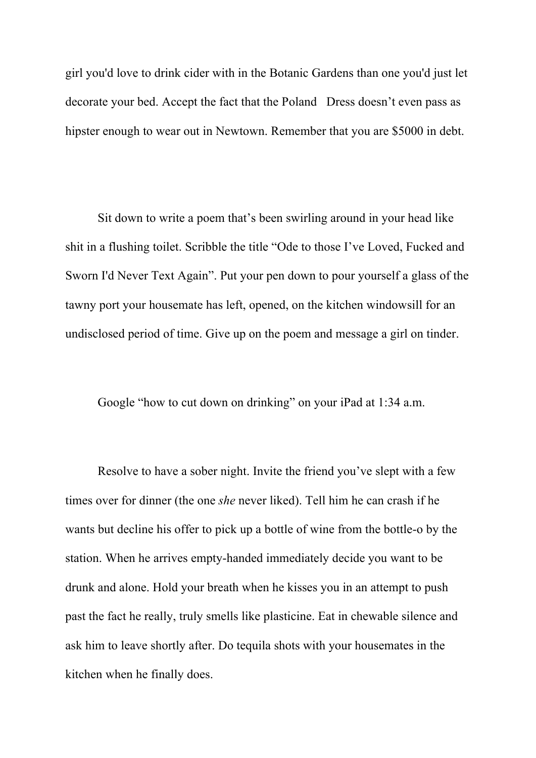girl you'd love to drink cider with in the Botanic Gardens than one you'd just let decorate your bed. Accept the fact that the Poland   Dress doesn't even pass as hipster enough to wear out in Newtown. Remember that you are $5000 in debt.

Sit down to write a poem that's been swirling around in your head like shit in a flushing toilet. Scribble the title "Ode to those I've Loved, Fucked and Sworn I'd Never Text Again". Put your pen down to pour yourself a glass of the tawny port your housemate has left, opened, on the kitchen windowsill for an undisclosed period of time. Give up on the poem and message a girl on tinder.

Google "how to cut down on drinking" on your iPad at 1:34 a.m.

Resolve to have a sober night. Invite the friend you've slept with a few times over for dinner (the one *she* never liked). Tell him he can crash if he wants but decline his offer to pick up a bottle of wine from the bottle-o by the station. When he arrives empty-handed immediately decide you want to be drunk and alone. Hold your breath when he kisses you in an attempt to push past the fact he really, truly smells like plasticine. Eat in chewable silence and ask him to leave shortly after. Do tequila shots with your housemates in the kitchen when he finally does.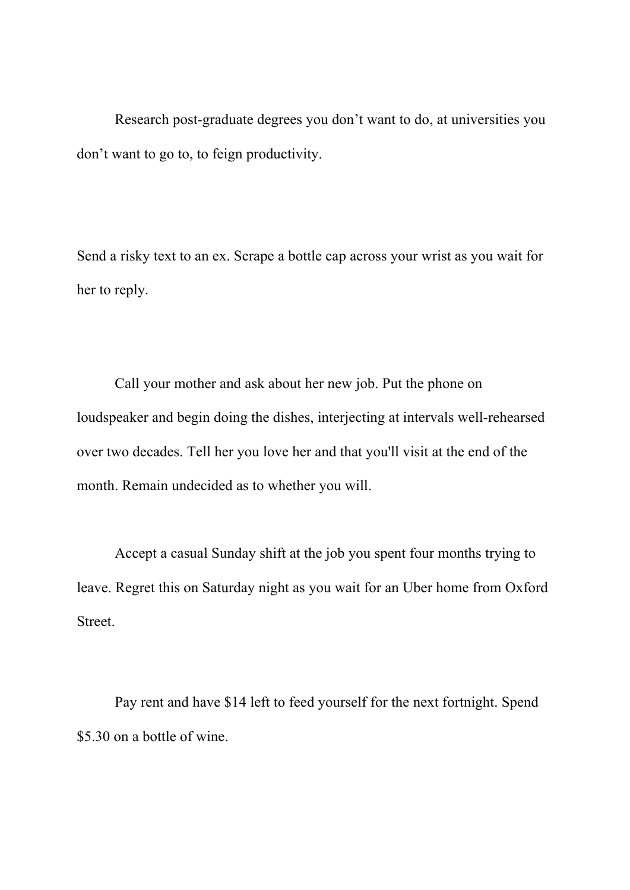Research post-graduate degrees you don't want to do, at universities you don't want to go to, to feign productivity.

Send a risky text to an ex. Scrape a bottle cap across your wrist as you wait for her to reply.

Call your mother and ask about her new job. Put the phone on loudspeaker and begin doing the dishes, interjecting at intervals well-rehearsed over two decades. Tell her you love her and that you'll visit at the end of the month. Remain undecided as to whether you will.

Accept a casual Sunday shift at the job you spent four months trying to leave. Regret this on Saturday night as you wait for an Uber home from Oxford Street.

Pay rent and have $14 left to feed yourself for the next fortnight. Spend $5.30 on a bottle of wine.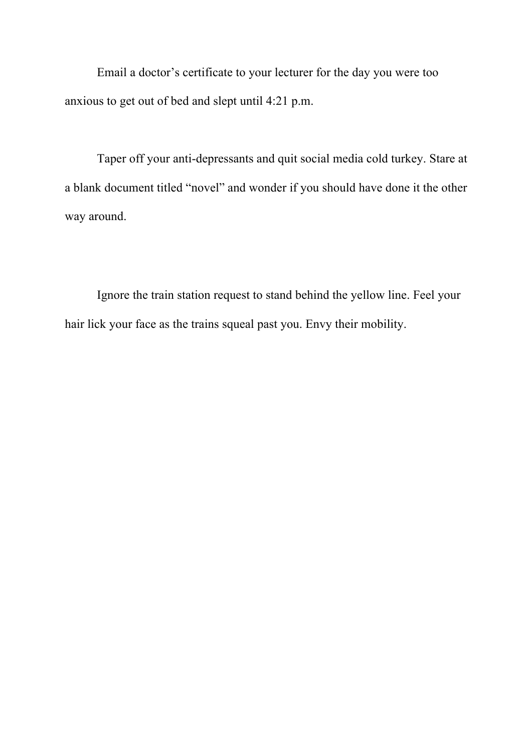Email a doctor's certificate to your lecturer for the day you were too anxious to get out of bed and slept until 4:21 p.m.

Taper off your anti-depressants and quit social media cold turkey. Stare at a blank document titled "novel" and wonder if you should have done it the other way around.

Ignore the train station request to stand behind the yellow line. Feel your hair lick your face as the trains squeal past you. Envy their mobility.